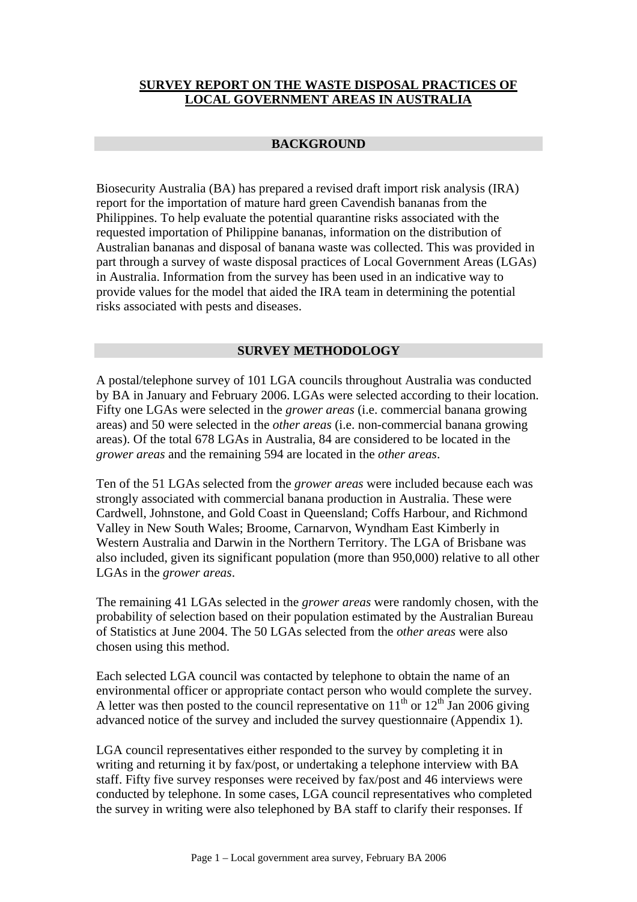# SURVEY REPORT ON THE WASTE DISPOSAL PRACTICES OF LOCAL GOVERNMENT AREAS IN AUSTRALIA

## BACKGROUND

Biosecurity Australia (BA) has prepared a revised draft import risk analysis (IRA) report for the importation of mature hard green Cavendish bananas from the Philippines. To help evaluate the potential quarantine risks associated with the requested importation of Philippine bananas, information on the distribution of Australian bananas and disposal of banana waste was collected. This was provided in part through a survey of waste disposal practices of Local Government Areas (LGAs) in Australia. Information from the survey has been used in an indicative way to provide values for the model that aided the IRA team in determining the potential risks associated with pests and diseases.

## SURVEY METHODOLOGY

A postal/telephone survey of 101 LGA councils throughout Australia was conducted by BA in January and February 2006. LGAs were selected according to their location. Fifty one LGAs were selected in the *grower areas* (i.e. commercial banana growing areas) and 50 were selected in the *other areas* (i.e. non-commercial banana growing areas). Of the total 678 LGAs in Australia, 84 are considered to be located in the *grower areas* and the remaining 594 are located in the *other areas*.

Ten of the 51 LGAs selected from the *grower areas* were included because each was strongly associated with commercial banana production in Australia. These were Cardwell, Johnstone, and Gold Coast in Queensland; Coffs Harbour, and Richmond Valley in New South Wales; Broome, Carnarvon, Wyndham East Kimberly in Western Australia and Darwin in the Northern Territory. The LGA of Brisbane was also included, given its significant population (more than 950,000) relative to all other LGAs in the *grower areas*.

The remaining 41 LGAs selected in the *grower areas* were randomly chosen, with the probability of selection based on their population estimated by the Australian Bureau of Statistics at June 2004. The 50 LGAs selected from the *other areas* were also chosen using this method.

Each selected LGA council was contacted by telephone to obtain the name of an environmental officer or appropriate contact person who would complete the survey. A letter was then posted to the council representative on 11th or 12th Jan 2006 giving advanced notice of the survey and included the survey questionnaire (Appendix 1).

LGA council representatives either responded to the survey by completing it in writing and returning it by fax/post, or undertaking a telephone interview with BA staff. Fifty five survey responses were received by fax/post and 46 interviews were conducted by telephone. In some cases, LGA council representatives who completed the survey in writing were also telephoned by BA staff to clarify their responses. If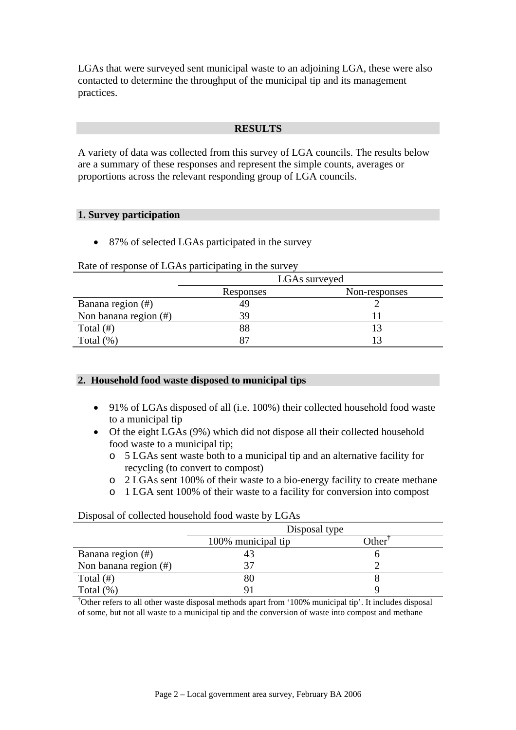LGAs that were surveyed sent municipal waste to an adjoining LGA, these were also contacted to determine the throughput of the municipal tip and its management practices.

## RESULTS

A variety of data was collected from this survey of LGA councils. The results below are a summary of these responses and represent the simple counts, averages or proportions across the relevant responding group of LGA councils.

### 1. Survey participation

- 87% of selected LGAs participated in the survey

Rate of response of LGAs participating in the survey

| | LGAs surveyed | |
|---|---|---|
| | Responses | Non-responses |
| Banana region (#) | 49 | 2 |
| Non banana region (#) | 39 | 11 |
| Total (#) | 88 | 13 |
| Total (%) | 87 | 13 |

### 2. Household food waste disposed to municipal tips

- 91% of LGAs disposed of all (i.e. 100%) their collected household food waste to a municipal tip
- Of the eight LGAs (9%) which did not dispose all their collected household food waste to a municipal tip;
  - 5 LGAs sent waste both to a municipal tip and an alternative facility for recycling (to convert to compost)
  - 2 LGAs sent 100% of their waste to a bio-energy facility to create methane
  - 1 LGA sent 100% of their waste to a facility for conversion into compost

Disposal of collected household food waste by LGAs

| | Disposal type | |
|---|---|---|
| | 100% municipal tip | Other[†] |
| Banana region (#) | 43 | 6 |
| Non banana region (#) | 37 | 2 |
| Total (#) | 80 | 8 |
| Total (%) | 91 | 9 |

[†]Other refers to all other waste disposal methods apart from '100% municipal tip'. It includes disposal of some, but not all waste to a municipal tip and the conversion of waste into compost and methane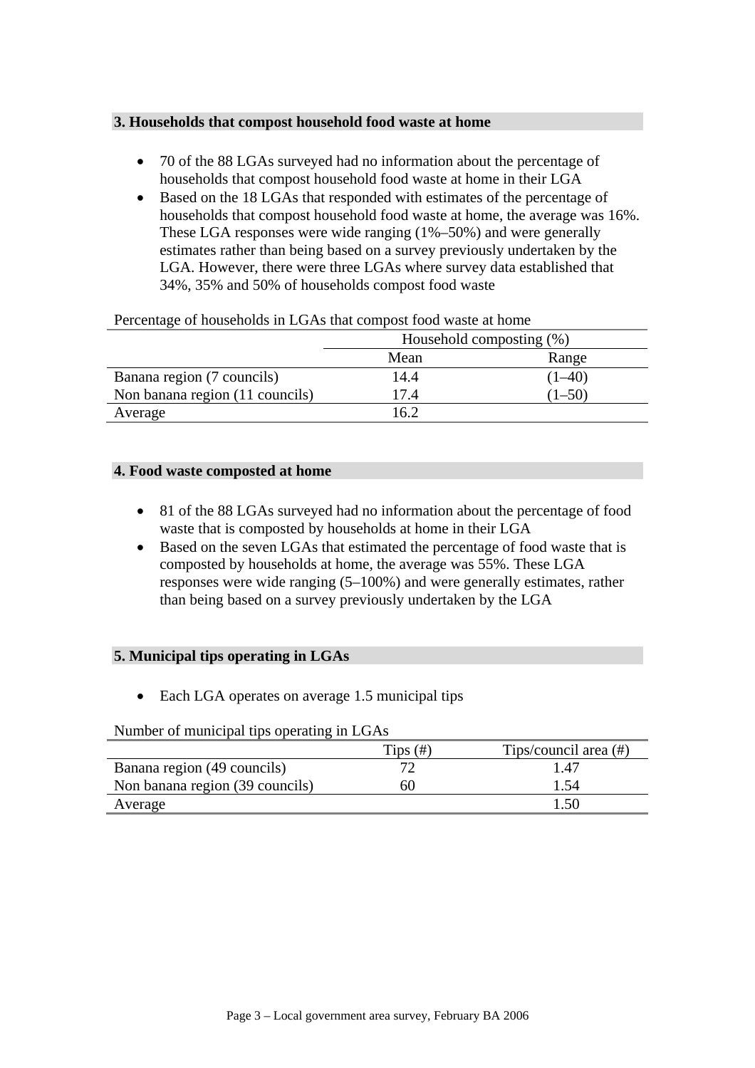## 3. Households that compost household food waste at home

- 70 of the 88 LGAs surveyed had no information about the percentage of households that compost household food waste at home in their LGA
- Based on the 18 LGAs that responded with estimates of the percentage of households that compost household food waste at home, the average was 16%. These LGA responses were wide ranging (1%–50%) and were generally estimates rather than being based on a survey previously undertaken by the LGA. However, there were three LGAs where survey data established that 34%, 35% and 50% of households compost food waste

Percentage of households in LGAs that compost food waste at home

| | Household composting (%) | |
|---|---|---|
| | Mean | Range |
| Banana region (7 councils) | 14.4 | (1–40) |
| Non banana region (11 councils) | 17.4 | (1–50) |
| Average | 16.2 | |

## 4. Food waste composted at home

- 81 of the 88 LGAs surveyed had no information about the percentage of food waste that is composted by households at home in their LGA
- Based on the seven LGAs that estimated the percentage of food waste that is composted by households at home, the average was 55%. These LGA responses were wide ranging (5–100%) and were generally estimates, rather than being based on a survey previously undertaken by the LGA

## 5. Municipal tips operating in LGAs

- Each LGA operates on average 1.5 municipal tips

Number of municipal tips operating in LGAs

| | Tips (#) | Tips/council area (#) |
|---|---|---|
| Banana region (49 councils) | 72 | 1.47 |
| Non banana region (39 councils) | 60 | 1.54 |
| Average | | 1.50 |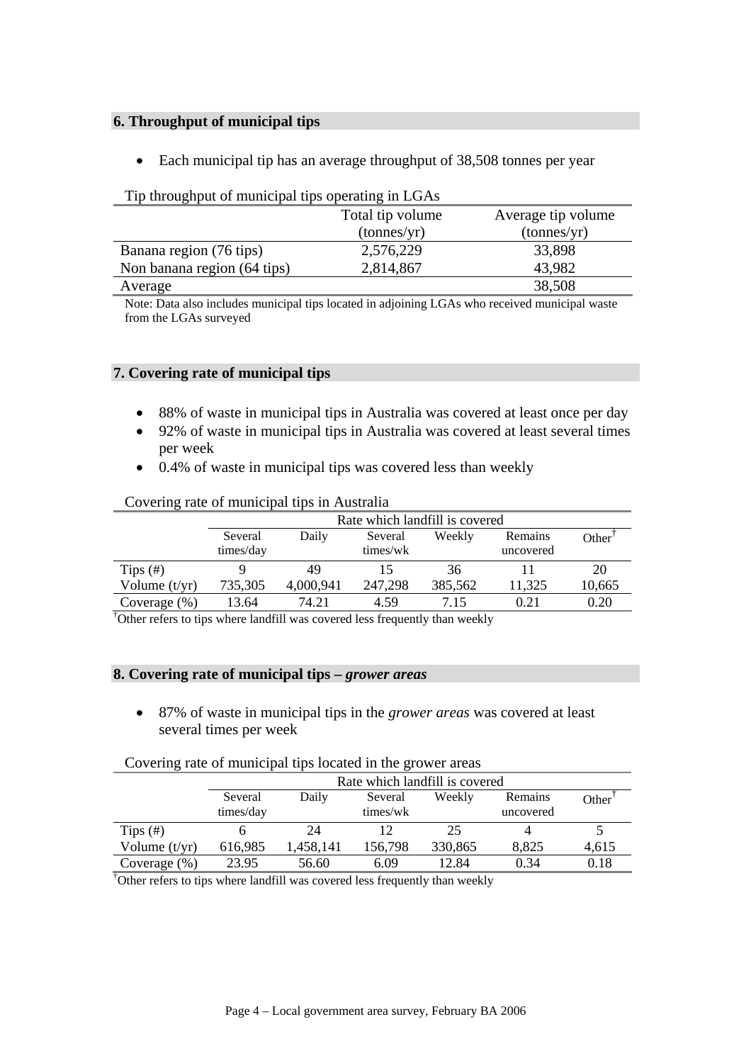## 6. Throughput of municipal tips

- Each municipal tip has an average throughput of 38,508 tonnes per year

Tip throughput of municipal tips operating in LGAs

| | Total tip volume (tonnes/yr) | Average tip volume (tonnes/yr) |
|---|---|---|
| Banana region (76 tips) | 2,576,229 | 33,898 |
| Non banana region (64 tips) | 2,814,867 | 43,982 |
| Average | | 38,508 |

Note: Data also includes municipal tips located in adjoining LGAs who received municipal waste from the LGAs surveyed

## 7. Covering rate of municipal tips

- 88% of waste in municipal tips in Australia was covered at least once per day
- 92% of waste in municipal tips in Australia was covered at least several times per week
- 0.4% of waste in municipal tips was covered less than weekly

Covering rate of municipal tips in Australia

| | Rate which landfill is covered | | | | | |
|---|---|---|---|---|---|---|
| | Several times/day | Daily | Several times/wk | Weekly | Remains uncovered | Other† |
| Tips (#) | 9 | 49 | 15 | 36 | 11 | 20 |
| Volume (t/yr) | 735,305 | 4,000,941 | 247,298 | 385,562 | 11,325 | 10,665 |
| Coverage (%) | 13.64 | 74.21 | 4.59 | 7.15 | 0.21 | 0.20 |

†Other refers to tips where landfill was covered less frequently than weekly

## 8. Covering rate of municipal tips – *grower areas*

- 87% of waste in municipal tips in the *grower areas* was covered at least several times per week

Covering rate of municipal tips located in the grower areas

| | Rate which landfill is covered | | | | | |
|---|---|---|---|---|---|---|
| | Several times/day | Daily | Several times/wk | Weekly | Remains uncovered | Other† |
| Tips (#) | 6 | 24 | 12 | 25 | 4 | 5 |
| Volume (t/yr) | 616,985 | 1,458,141 | 156,798 | 330,865 | 8,825 | 4,615 |
| Coverage (%) | 23.95 | 56.60 | 6.09 | 12.84 | 0.34 | 0.18 |

†Other refers to tips where landfill was covered less frequently than weekly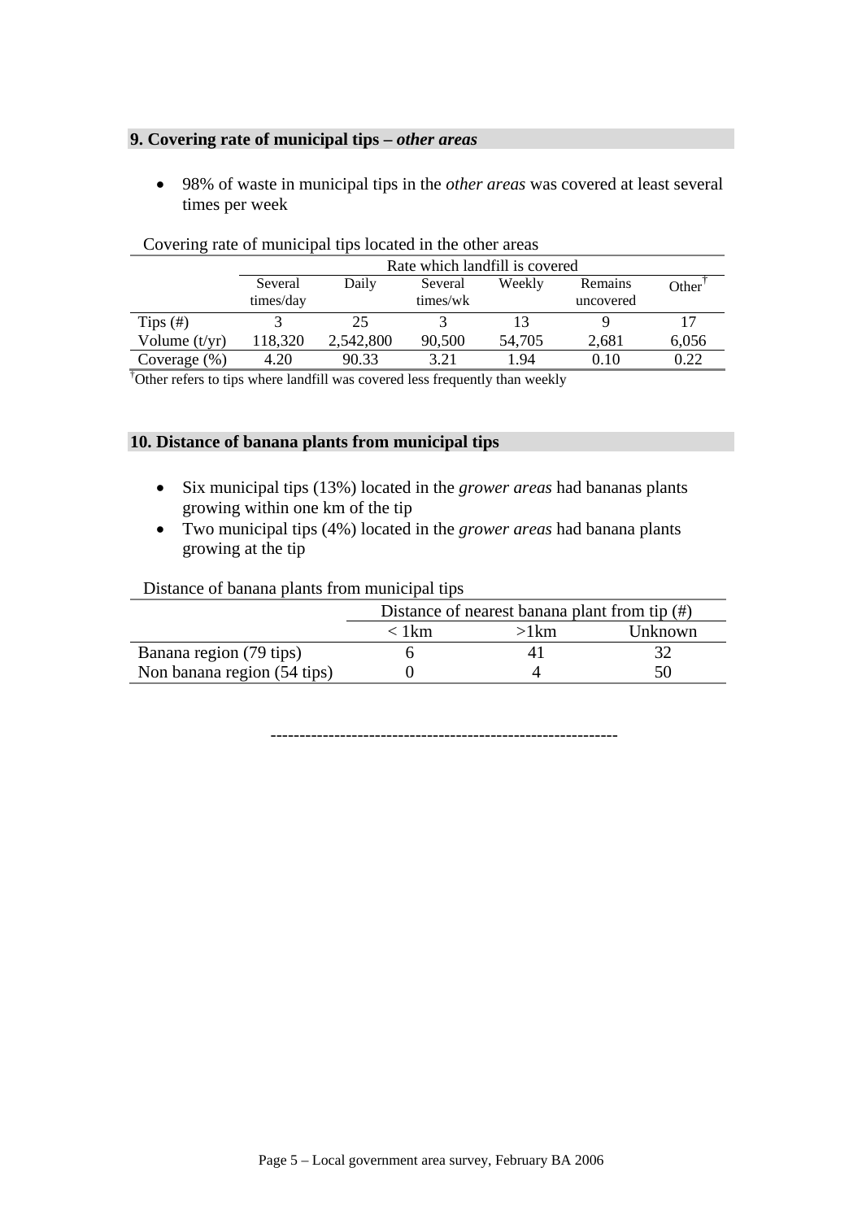## 9. Covering rate of municipal tips – *other areas*

- 98% of waste in municipal tips in the *other areas* was covered at least several times per week

Covering rate of municipal tips located in the other areas

| | Rate which landfill is covered | | | | | |
|---|---|---|---|---|---|---|
| | Several times/day | Daily | Several times/wk | Weekly | Remains uncovered | Other[†] |
| Tips (#) | 3 | 25 | 3 | 13 | 9 | 17 |
| Volume (t/yr) | 118,320 | 2,542,800 | 90,500 | 54,705 | 2,681 | 6,056 |
| Coverage (%) | 4.20 | 90.33 | 3.21 | 1.94 | 0.10 | 0.22 |

[†]Other refers to tips where landfill was covered less frequently than weekly

## 10. Distance of banana plants from municipal tips

- Six municipal tips (13%) located in the *grower areas* had bananas plants growing within one km of the tip
- Two municipal tips (4%) located in the *grower areas* had banana plants growing at the tip

Distance of banana plants from municipal tips

| | Distance of nearest banana plant from tip (#) | | |
|---|---|---|---|
| | < 1km | >1km | Unknown |
| Banana region (79 tips) | 6 | 41 | 32 |
| Non banana region (54 tips) | 0 | 4 | 50 |

-----------------------------------------------------------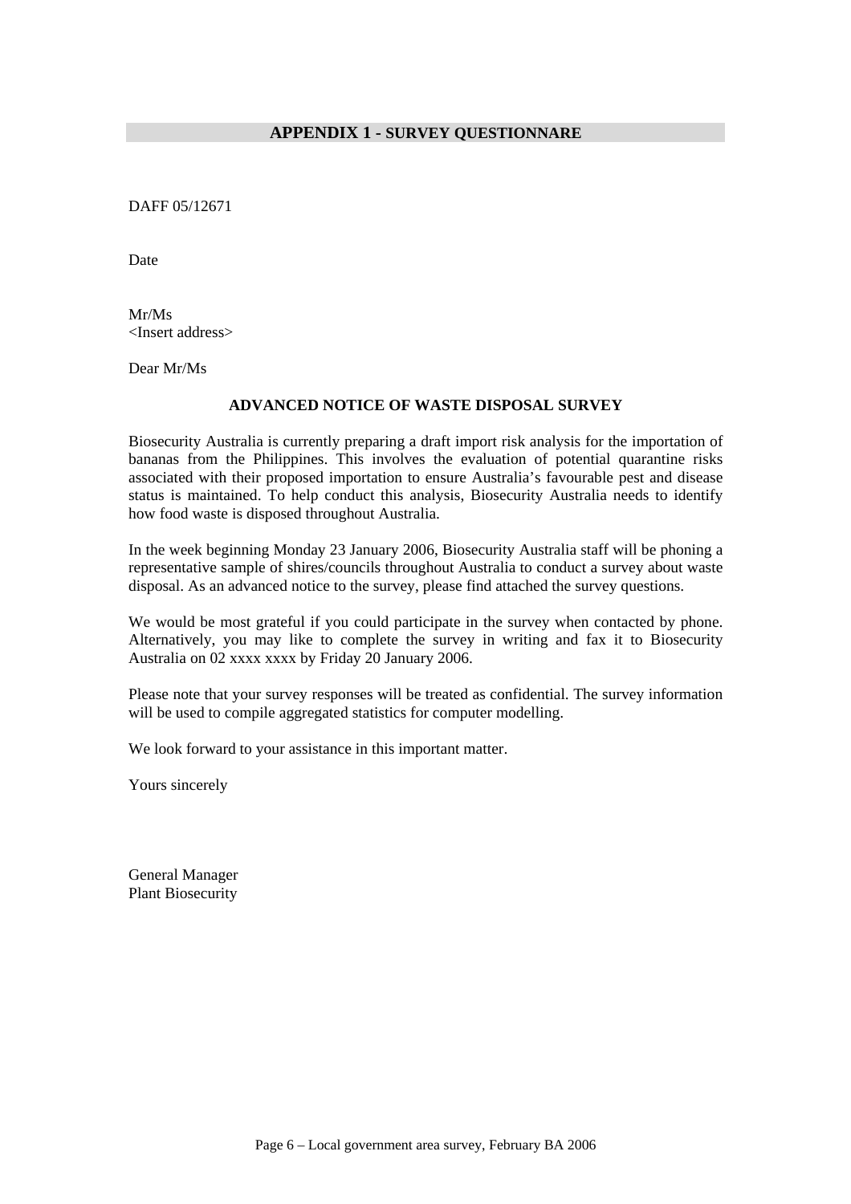## APPENDIX 1 - SURVEY QUESTIONNARE

DAFF 05/12671

Date

Mr/Ms
<Insert address>

Dear Mr/Ms

**ADVANCED NOTICE OF WASTE DISPOSAL SURVEY**

Biosecurity Australia is currently preparing a draft import risk analysis for the importation of bananas from the Philippines. This involves the evaluation of potential quarantine risks associated with their proposed importation to ensure Australia's favourable pest and disease status is maintained. To help conduct this analysis, Biosecurity Australia needs to identify how food waste is disposed throughout Australia.

In the week beginning Monday 23 January 2006, Biosecurity Australia staff will be phoning a representative sample of shires/councils throughout Australia to conduct a survey about waste disposal. As an advanced notice to the survey, please find attached the survey questions.

We would be most grateful if you could participate in the survey when contacted by phone. Alternatively, you may like to complete the survey in writing and fax it to Biosecurity Australia on 02 xxxx xxxx by Friday 20 January 2006.

Please note that your survey responses will be treated as confidential. The survey information will be used to compile aggregated statistics for computer modelling.

We look forward to your assistance in this important matter.

Yours sincerely

General Manager
Plant Biosecurity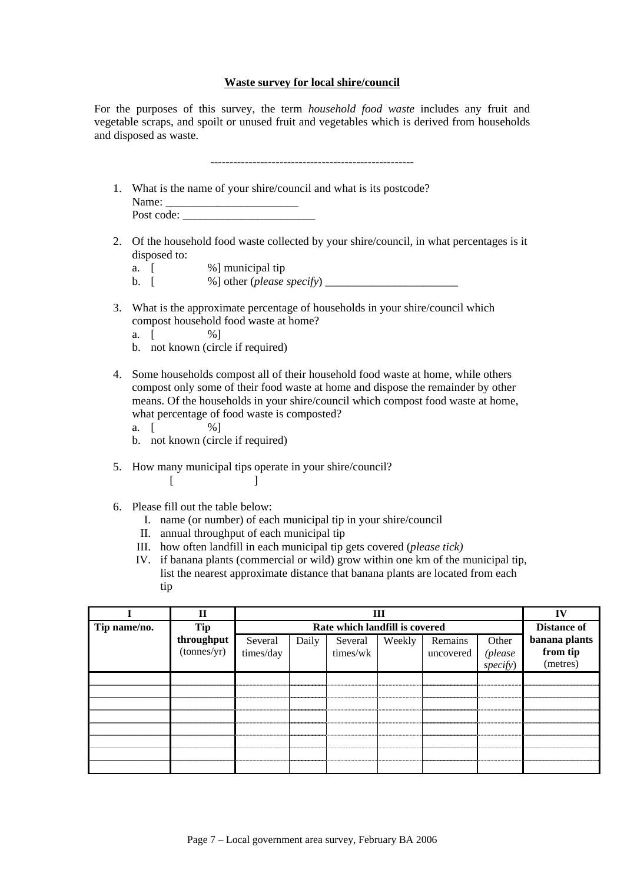**Waste survey for local shire/council**

For the purposes of this survey, the term *household food waste* includes any fruit and vegetable scraps, and spoilt or unused fruit and vegetables which is derived from households and disposed as waste.

-----------------------------------------------------

1. What is the name of your shire/council and what is its postcode?
   Name: _______________________
   Post code: _______________________

2. Of the household food waste collected by your shire/council, in what percentages is it disposed to:
   a. [ %] municipal tip
   b. [ %] other (*please specify*) _______________________

3. What is the approximate percentage of households in your shire/council which compost household food waste at home?
   a. [ %]
   b. not known (circle if required)

4. Some households compost all of their household food waste at home, while others compost only some of their food waste at home and dispose the remainder by other means. Of the households in your shire/council which compost food waste at home, what percentage of food waste is composted?
   a. [ %]
   b. not known (circle if required)

5. How many municipal tips operate in your shire/council?
   [ ]

6. Please fill out the table below:
   I. name (or number) of each municipal tip in your shire/council
   II. annual throughput of each municipal tip
   III. how often landfill in each municipal tip gets covered (*please tick)*
   IV. if banana plants (commercial or wild) grow within one km of the municipal tip, list the nearest approximate distance that banana plants are located from each tip

| I | II | III | | | | | | IV |
|---|---|---|---|---|---|---|---|---|
| **Tip name/no.** | **Tip throughput** (tonnes/yr) | **Rate which landfill is covered** | | | | | | **Distance of banana plants from tip** (metres) |
| | | Several times/day | Daily | Several times/wk | Weekly | Remains uncovered | Other *(please specify*) | |
| | | | | | | | | |
| | | | | | | | | |
| | | | | | | | | |
| | | | | | | | | |
| | | | | | | | | |
| | | | | | | | | |
| | | | | | | | | |
| | | | | | | | | |

Page 7 – Local government area survey, February BA 2006